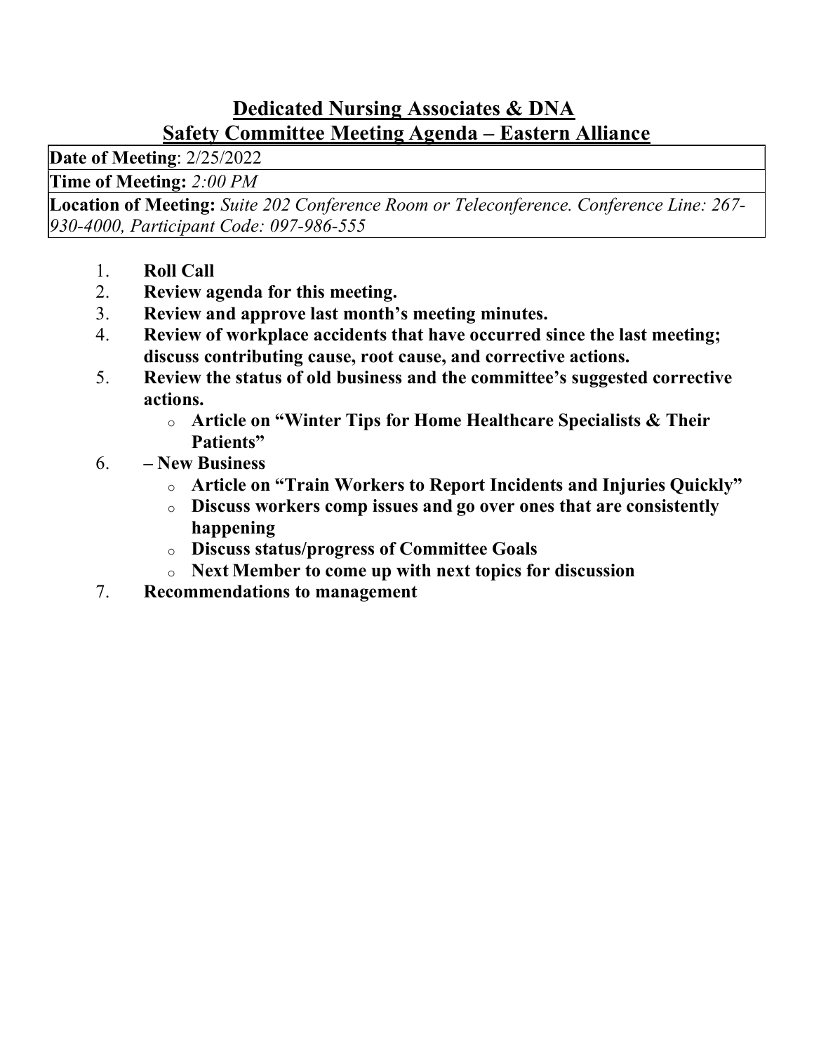# Dedicated Nursing Associates & DNA

## Safety Committee Meeting Agenda – Eastern Alliance

| **Date of Meeting**: 2/25/2022 |
|---|
| **Time of Meeting:** *2:00 PM* |
| **Location of Meeting:** *Suite 202 Conference Room or Teleconference. Conference Line: 267-930-4000, Participant Code: 097-986-555* |

1. **Roll Call**
2. **Review agenda for this meeting.**
3. **Review and approve last month's meeting minutes.**
4. **Review of workplace accidents that have occurred since the last meeting; discuss contributing cause, root cause, and corrective actions.**
5. **Review the status of old business and the committee's suggested corrective actions.**
   - **Article on "Winter Tips for Home Healthcare Specialists & Their Patients"**
6. **– New Business**
   - **Article on "Train Workers to Report Incidents and Injuries Quickly"**
   - **Discuss workers comp issues and go over ones that are consistently happening**
   - **Discuss status/progress of Committee Goals**
   - **Next Member to come up with next topics for discussion**
7. **Recommendations to management**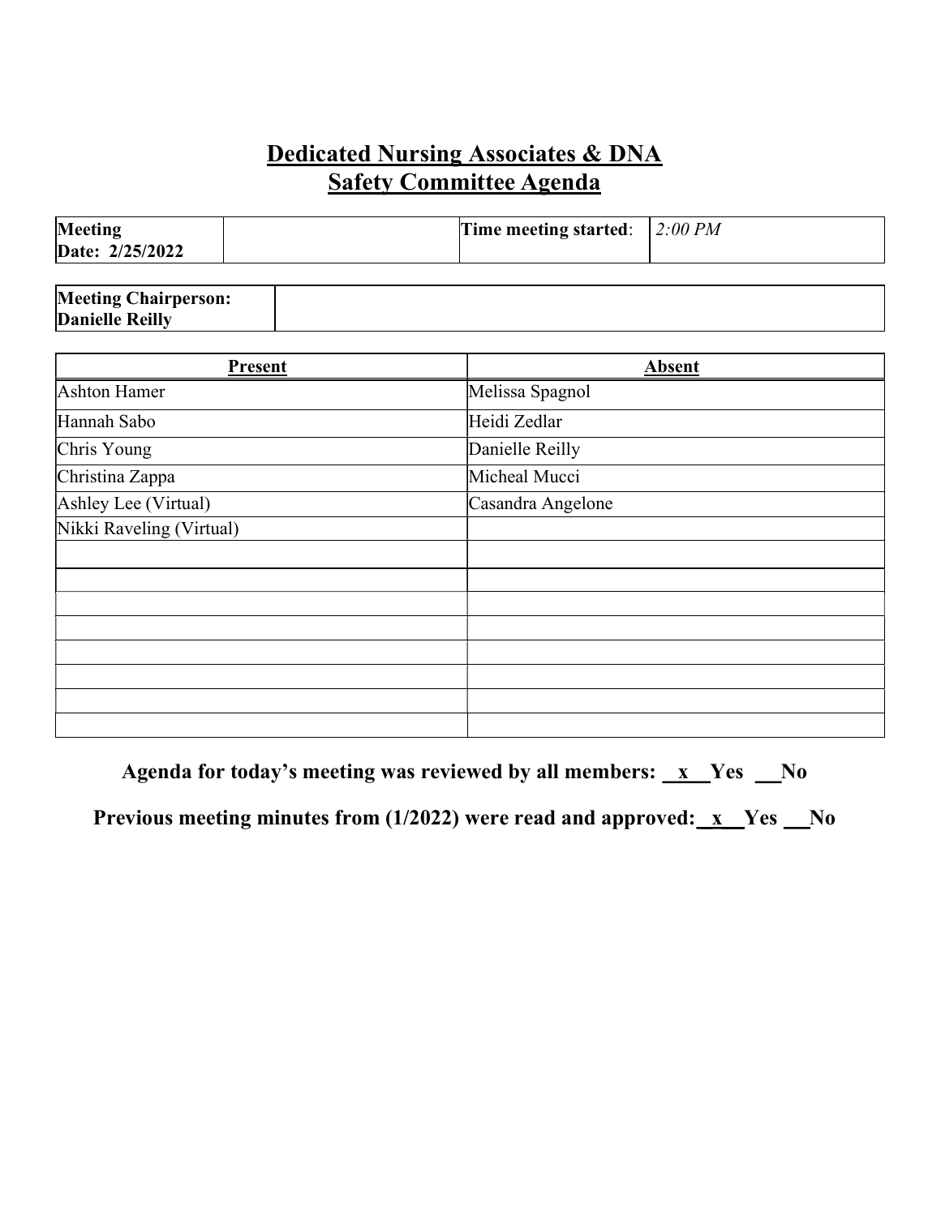# Dedicated Nursing Associates & DNA
## Safety Committee Agenda

| **Meeting Date: 2/25/2022** | | **Time meeting started**: | *2:00 PM* |
|---|---|---|---|

| **Meeting Chairperson: Danielle Reilly** | |
|---|---|

| Present | Absent |
|---|---|
| Ashton Hamer | Melissa Spagnol |
| Hannah Sabo | Heidi Zedlar |
| Chris Young | Danielle Reilly |
| Christina Zappa | Micheal Mucci |
| Ashley Lee (Virtual) | Casandra Angelone |
| Nikki Raveling (Virtual) | |
| | |
| | |
| | |
| | |
| | |
| | |
| | |
| | |

**Agenda for today's meeting was reviewed by all members: __x__Yes __No**

**Previous meeting minutes from (1/2022) were read and approved: __x__Yes __No**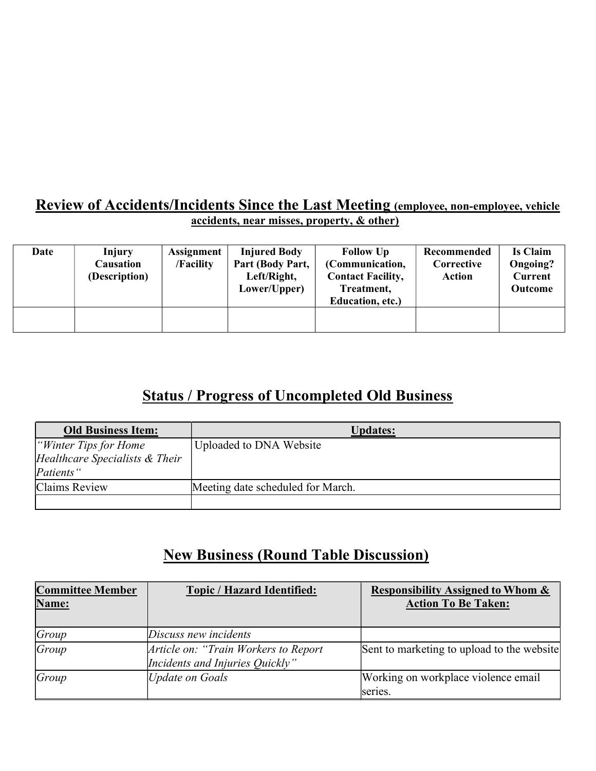## Review of Accidents/Incidents Since the Last Meeting (employee, non-employee, vehicle accidents, near misses, property, & other)

| Date | Injury Causation (Description) | Assignment /Facility | Injured Body Part (Body Part, Left/Right, Lower/Upper) | Follow Up (Communication, Contact Facility, Treatment, Education, etc.) | Recommended Corrective Action | Is Claim Ongoing? Current Outcome |
|---|---|---|---|---|---|---|
| | | | | | | |

## Status / Progress of Uncompleted Old Business

| Old Business Item: | Updates: |
|---|---|
| *"Winter Tips for Home Healthcare Specialists & Their Patients"* | Uploaded to DNA Website |
| Claims Review | Meeting date scheduled for March. |
| | |

## New Business (Round Table Discussion)

| Committee Member Name: | Topic / Hazard Identified: | Responsibility Assigned to Whom & Action To Be Taken: |
|---|---|---|
| *Group* | *Discuss new incidents* | |
| *Group* | *Article on: "Train Workers to Report Incidents and Injuries Quickly"* | Sent to marketing to upload to the website |
| *Group* | *Update on Goals* | Working on workplace violence email series. |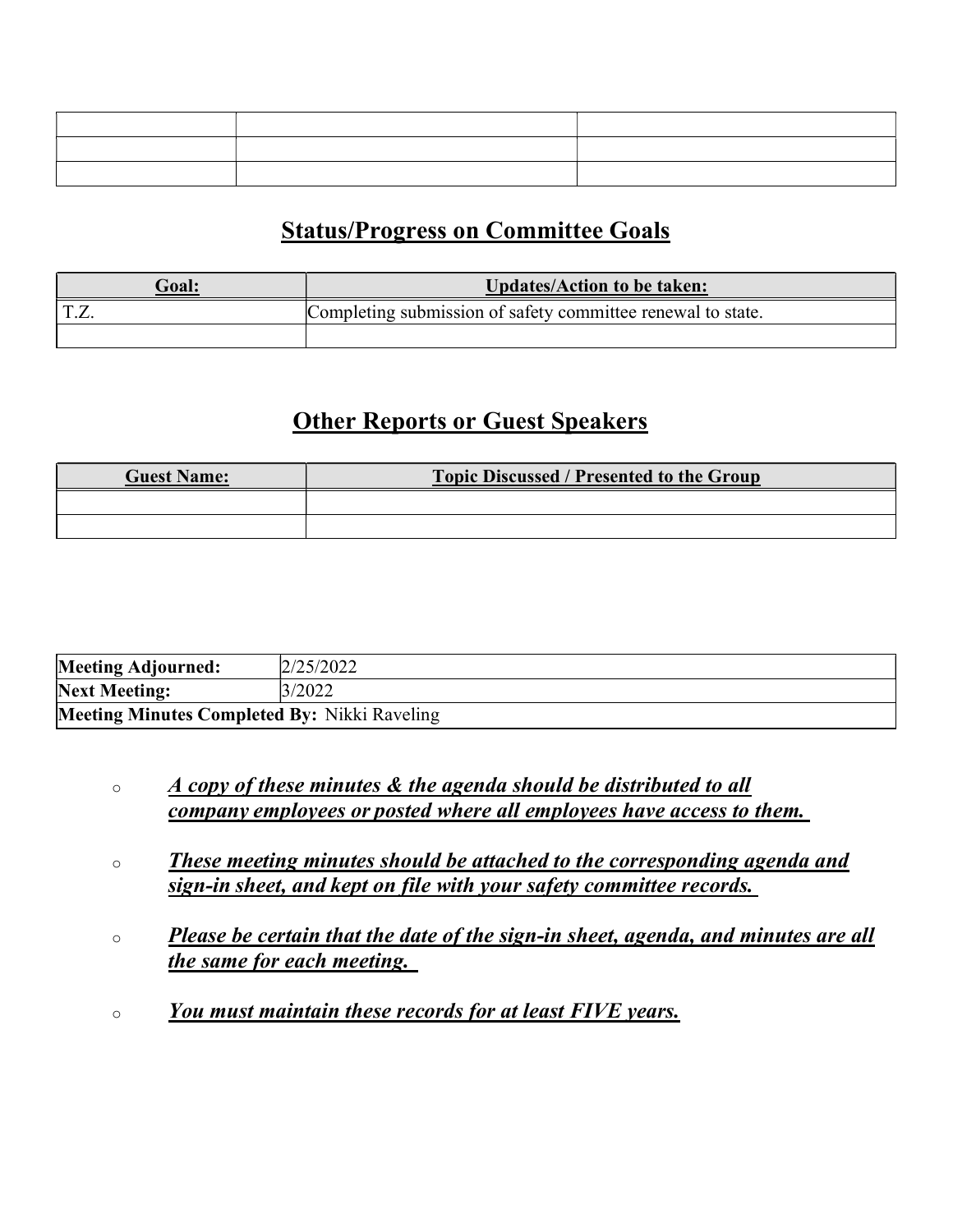| | | |
|---|---|---|
| | | |
| | | |
| | | |

## Status/Progress on Committee Goals

| Goal: | Updates/Action to be taken: |
|---|---|
| T.Z. | Completing submission of safety committee renewal to state. |
| | |

## Other Reports or Guest Speakers

| Guest Name: | Topic Discussed / Presented to the Group |
|---|---|
| | |
| | |

| | |
|---|---|
| **Meeting Adjourned:** | 2/25/2022 |
| **Next Meeting:** | 3/2022 |
| **Meeting Minutes Completed By:** Nikki Raveling | |

- ***A copy of these minutes & the agenda should be distributed to all company employees or posted where all employees have access to them.***
- ***These meeting minutes should be attached to the corresponding agenda and sign-in sheet, and kept on file with your safety committee records.***
- ***Please be certain that the date of the sign-in sheet, agenda, and minutes are all the same for each meeting.***
- ***You must maintain these records for at least FIVE years.***